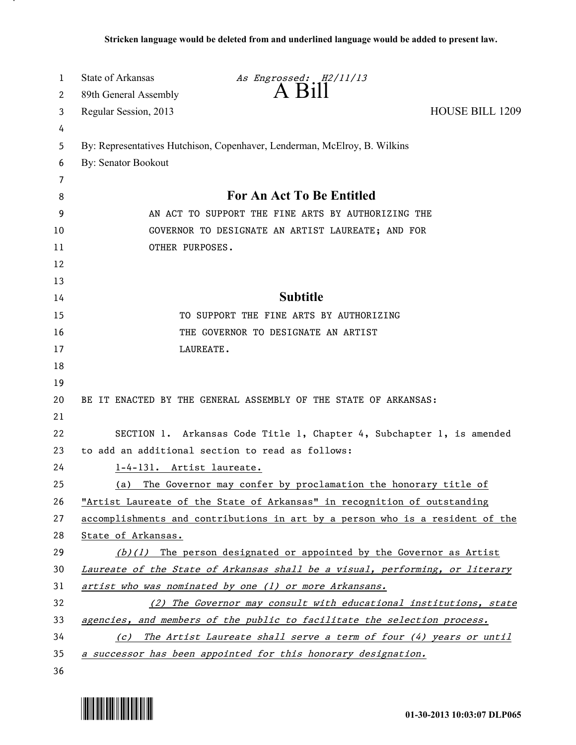**Stricken language would be deleted from and underlined language would be added to present law.**

State of Arkansas *As Engrossed: H2/11/13*
89th General Assembly
Regular Session, 2013

# A Bill

HOUSE BILL 1209

By: Representatives Hutchison, Copenhaver, Lenderman, McElroy, B. Wilkins
By: Senator Bookout

## For An Act To Be Entitled

AN ACT TO SUPPORT THE FINE ARTS BY AUTHORIZING THE GOVERNOR TO DESIGNATE AN ARTIST LAUREATE; AND FOR OTHER PURPOSES.

## Subtitle

TO SUPPORT THE FINE ARTS BY AUTHORIZING THE GOVERNOR TO DESIGNATE AN ARTIST LAUREATE.

BE IT ENACTED BY THE GENERAL ASSEMBLY OF THE STATE OF ARKANSAS:

SECTION 1. Arkansas Code Title 1, Chapter 4, Subchapter 1, is amended to add an additional section to read as follows:

<u>1-4-131. Artist laureate.</u>

<u>(a) The Governor may confer by proclamation the honorary title of "Artist Laureate of the State of Arkansas" in recognition of outstanding accomplishments and contributions in art by a person who is a resident of the State of Arkansas.</u>

<u>*(b)(1) The person designated or appointed by the Governor as Artist Laureate of the State of Arkansas shall be a visual, performing, or literary artist who was nominated by one (1) or more Arkansans.*</u>

<u>*(2) The Governor may consult with educational institutions, state agencies, and members of the public to facilitate the selection process.*</u>

<u>*(c) The Artist Laureate shall serve a term of four (4) years or until a successor has been appointed for this honorary designation.*</u>

01-30-2013 10:03:07 DLP065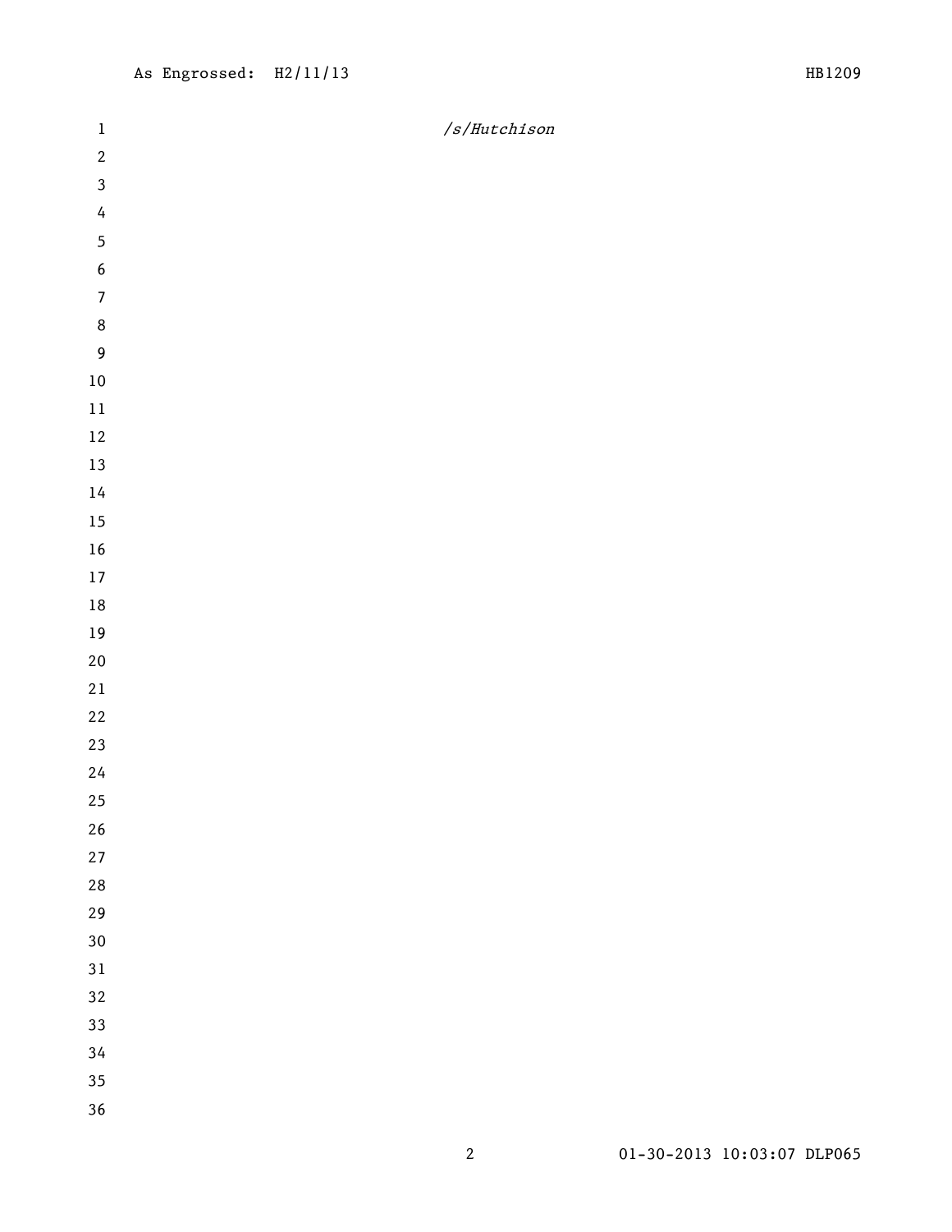*/s/Hutchison*